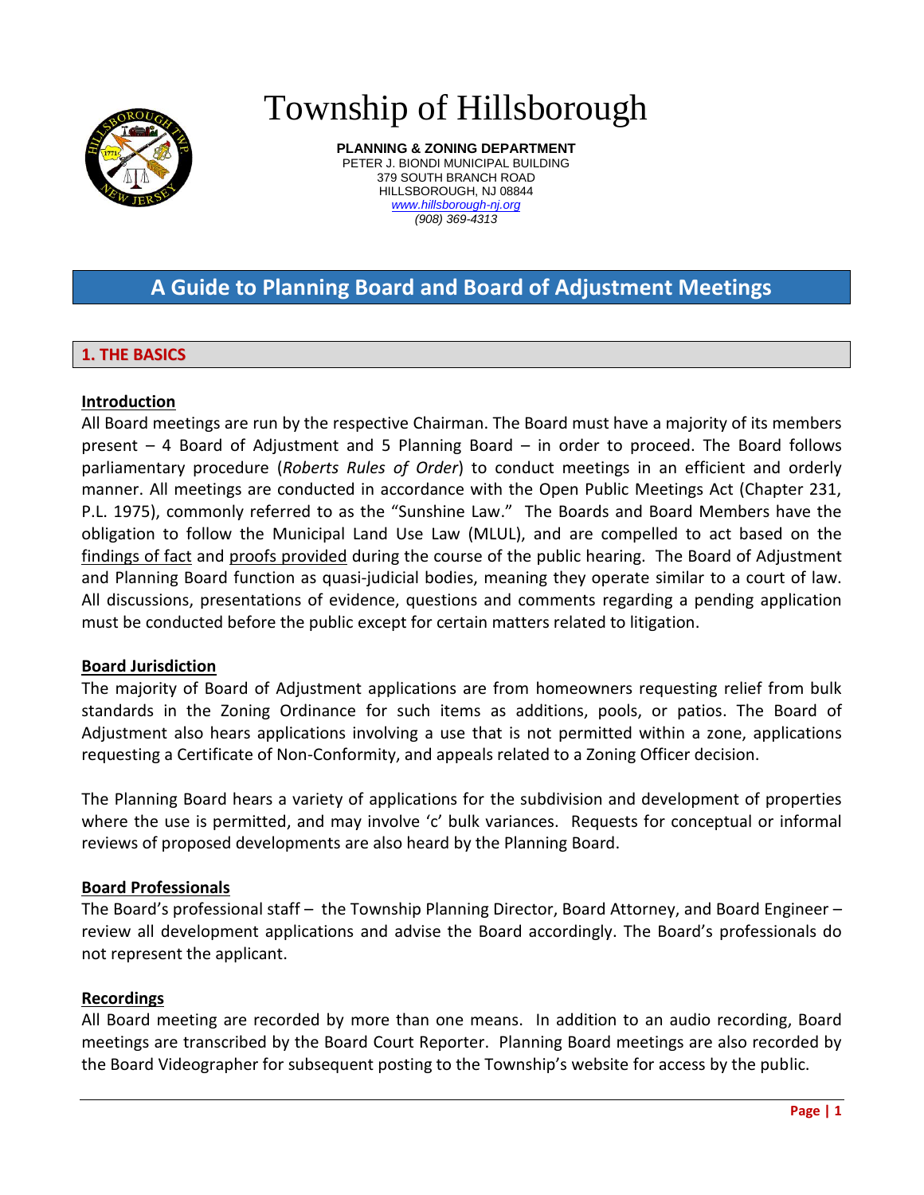# Township of Hillsborough

**PLANNING & ZONING DEPARTMENT**
PETER J. BIONDI MUNICIPAL BUILDING
379 SOUTH BRANCH ROAD
HILLSBOROUGH, NJ 08844
*www.hillsborough-nj.org*
*(908) 369-4313*

## A Guide to Planning Board and Board of Adjustment Meetings

### 1. THE BASICS

**Introduction**

All Board meetings are run by the respective Chairman. The Board must have a majority of its members present – 4 Board of Adjustment and 5 Planning Board – in order to proceed. The Board follows parliamentary procedure (*Roberts Rules of Order*) to conduct meetings in an efficient and orderly manner. All meetings are conducted in accordance with the Open Public Meetings Act (Chapter 231, P.L. 1975), commonly referred to as the "Sunshine Law." The Boards and Board Members have the obligation to follow the Municipal Land Use Law (MLUL), and are compelled to act based on the findings of fact and proofs provided during the course of the public hearing. The Board of Adjustment and Planning Board function as quasi-judicial bodies, meaning they operate similar to a court of law. All discussions, presentations of evidence, questions and comments regarding a pending application must be conducted before the public except for certain matters related to litigation.

**Board Jurisdiction**

The majority of Board of Adjustment applications are from homeowners requesting relief from bulk standards in the Zoning Ordinance for such items as additions, pools, or patios. The Board of Adjustment also hears applications involving a use that is not permitted within a zone, applications requesting a Certificate of Non-Conformity, and appeals related to a Zoning Officer decision.

The Planning Board hears a variety of applications for the subdivision and development of properties where the use is permitted, and may involve 'c' bulk variances. Requests for conceptual or informal reviews of proposed developments are also heard by the Planning Board.

**Board Professionals**

The Board's professional staff – the Township Planning Director, Board Attorney, and Board Engineer – review all development applications and advise the Board accordingly. The Board's professionals do not represent the applicant.

**Recordings**

All Board meeting are recorded by more than one means. In addition to an audio recording, Board meetings are transcribed by the Board Court Reporter. Planning Board meetings are also recorded by the Board Videographer for subsequent posting to the Township's website for access by the public.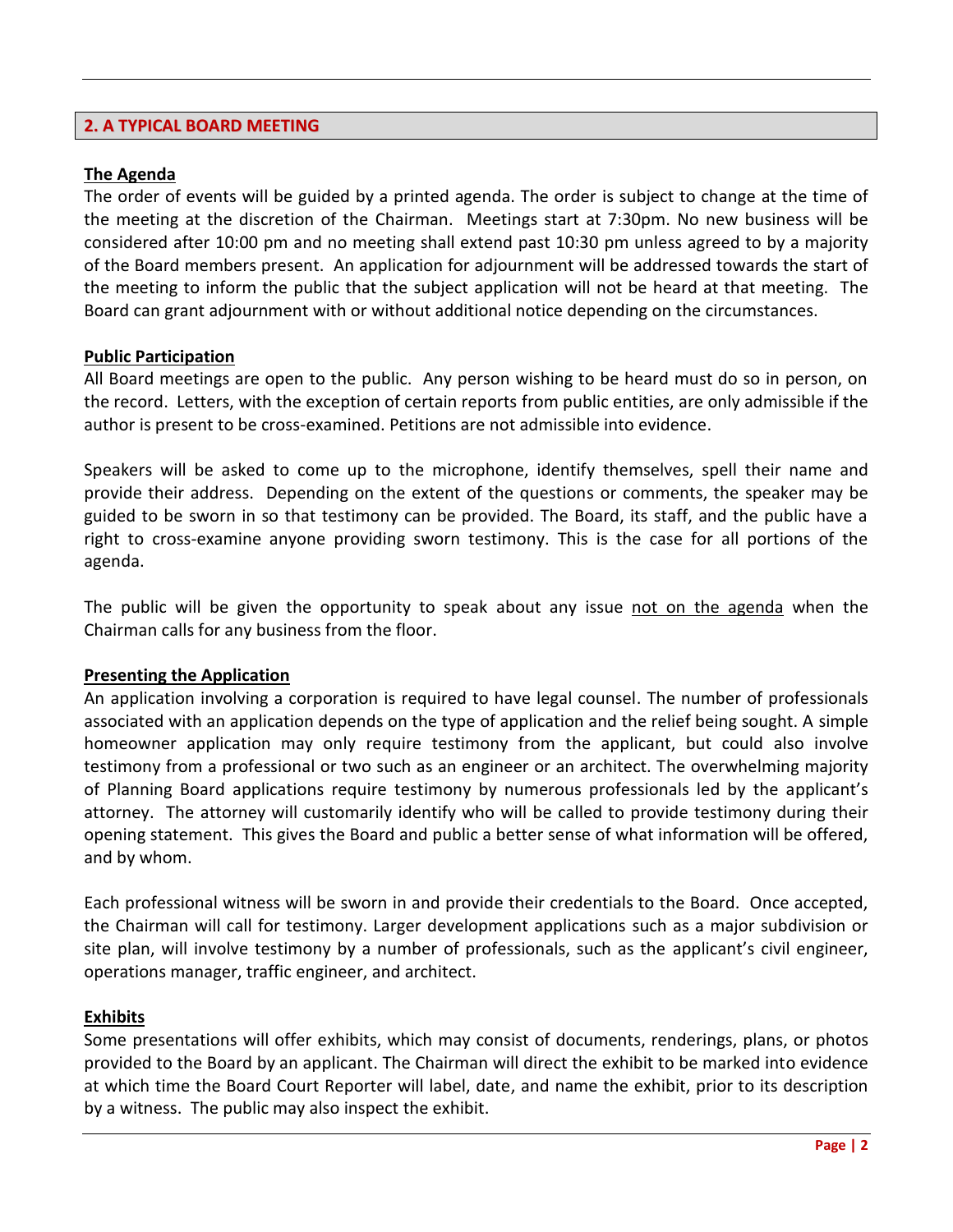## 2. A TYPICAL BOARD MEETING

**The Agenda**

The order of events will be guided by a printed agenda. The order is subject to change at the time of the meeting at the discretion of the Chairman. Meetings start at 7:30pm. No new business will be considered after 10:00 pm and no meeting shall extend past 10:30 pm unless agreed to by a majority of the Board members present. An application for adjournment will be addressed towards the start of the meeting to inform the public that the subject application will not be heard at that meeting. The Board can grant adjournment with or without additional notice depending on the circumstances.

**Public Participation**

All Board meetings are open to the public. Any person wishing to be heard must do so in person, on the record. Letters, with the exception of certain reports from public entities, are only admissible if the author is present to be cross-examined. Petitions are not admissible into evidence.

Speakers will be asked to come up to the microphone, identify themselves, spell their name and provide their address. Depending on the extent of the questions or comments, the speaker may be guided to be sworn in so that testimony can be provided. The Board, its staff, and the public have a right to cross-examine anyone providing sworn testimony. This is the case for all portions of the agenda.

The public will be given the opportunity to speak about any issue not on the agenda when the Chairman calls for any business from the floor.

**Presenting the Application**

An application involving a corporation is required to have legal counsel. The number of professionals associated with an application depends on the type of application and the relief being sought. A simple homeowner application may only require testimony from the applicant, but could also involve testimony from a professional or two such as an engineer or an architect. The overwhelming majority of Planning Board applications require testimony by numerous professionals led by the applicant's attorney. The attorney will customarily identify who will be called to provide testimony during their opening statement. This gives the Board and public a better sense of what information will be offered, and by whom.

Each professional witness will be sworn in and provide their credentials to the Board. Once accepted, the Chairman will call for testimony. Larger development applications such as a major subdivision or site plan, will involve testimony by a number of professionals, such as the applicant's civil engineer, operations manager, traffic engineer, and architect.

**Exhibits**

Some presentations will offer exhibits, which may consist of documents, renderings, plans, or photos provided to the Board by an applicant. The Chairman will direct the exhibit to be marked into evidence at which time the Board Court Reporter will label, date, and name the exhibit, prior to its description by a witness. The public may also inspect the exhibit.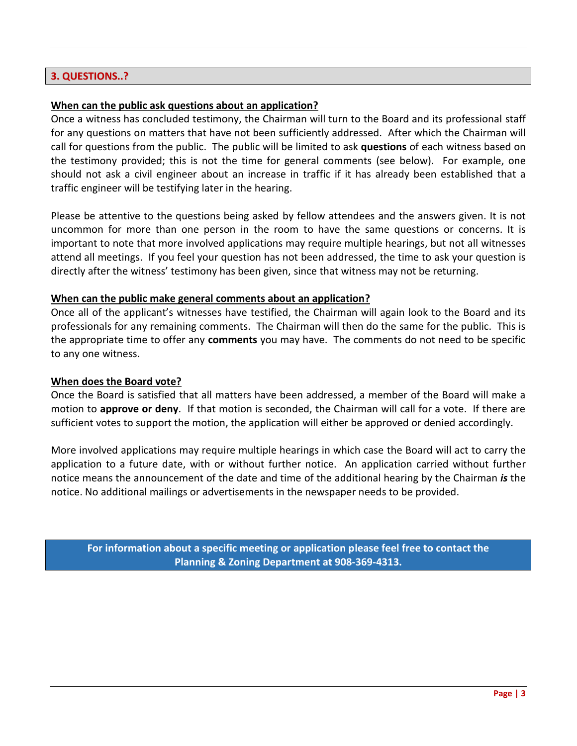## 3. QUESTIONS..?

**When can the public ask questions about an application?**

Once a witness has concluded testimony, the Chairman will turn to the Board and its professional staff for any questions on matters that have not been sufficiently addressed. After which the Chairman will call for questions from the public. The public will be limited to ask **questions** of each witness based on the testimony provided; this is not the time for general comments (see below). For example, one should not ask a civil engineer about an increase in traffic if it has already been established that a traffic engineer will be testifying later in the hearing.

Please be attentive to the questions being asked by fellow attendees and the answers given. It is not uncommon for more than one person in the room to have the same questions or concerns. It is important to note that more involved applications may require multiple hearings, but not all witnesses attend all meetings. If you feel your question has not been addressed, the time to ask your question is directly after the witness' testimony has been given, since that witness may not be returning.

**When can the public make general comments about an application?**

Once all of the applicant's witnesses have testified, the Chairman will again look to the Board and its professionals for any remaining comments. The Chairman will then do the same for the public. This is the appropriate time to offer any **comments** you may have. The comments do not need to be specific to any one witness.

**When does the Board vote?**

Once the Board is satisfied that all matters have been addressed, a member of the Board will make a motion to **approve or deny**. If that motion is seconded, the Chairman will call for a vote. If there are sufficient votes to support the motion, the application will either be approved or denied accordingly.

More involved applications may require multiple hearings in which case the Board will act to carry the application to a future date, with or without further notice. An application carried without further notice means the announcement of the date and time of the additional hearing by the Chairman ***is*** the notice. No additional mailings or advertisements in the newspaper needs to be provided.

**For information about a specific meeting or application please feel free to contact the Planning & Zoning Department at 908-369-4313.**